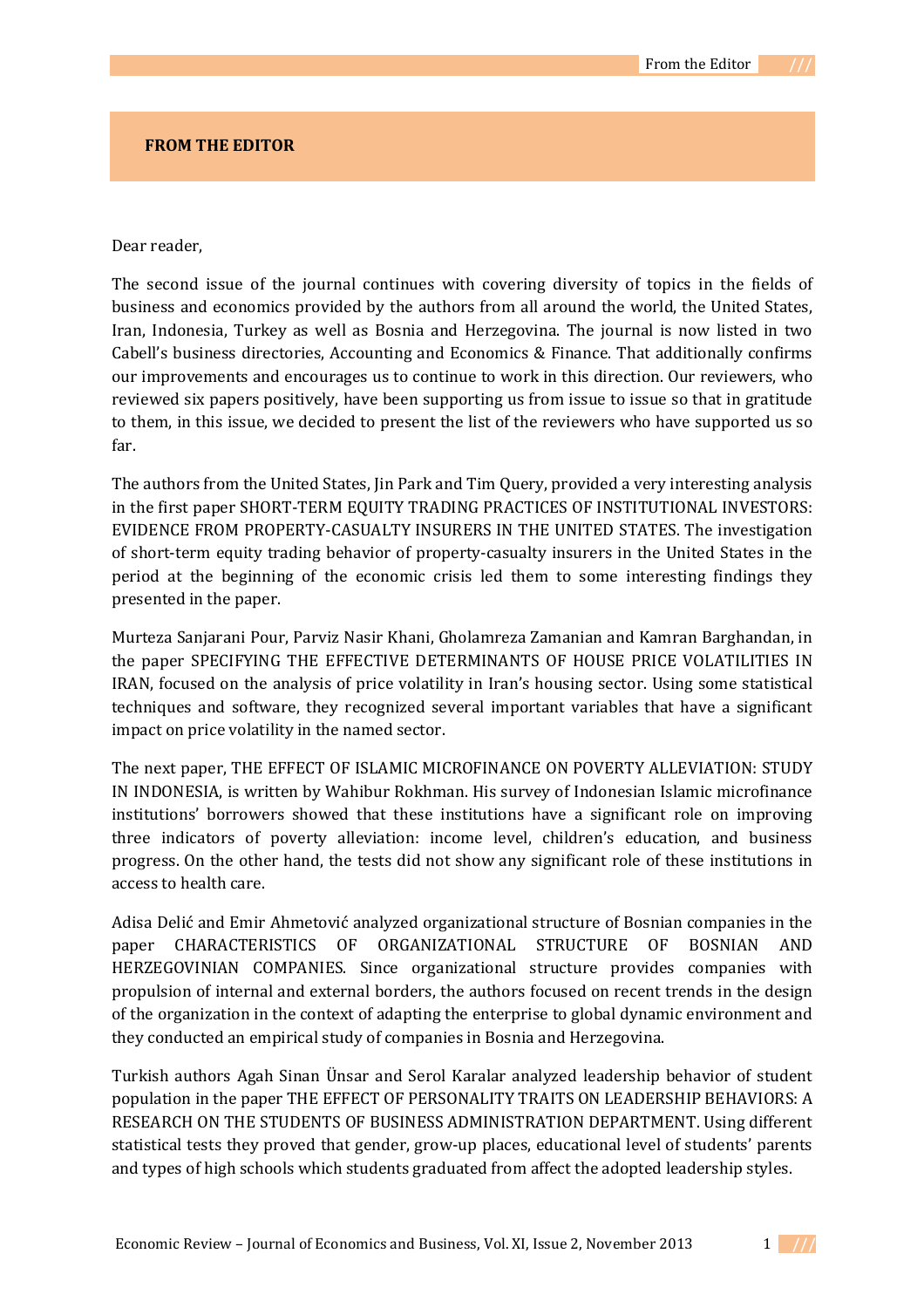# FROM THE EDITOR

Dear reader,

The second issue of the journal continues with covering diversity of topics in the fields of business and economics provided by the authors from all around the world, the United States, Iran, Indonesia, Turkey as well as Bosnia and Herzegovina. The journal is now listed in two Cabell's business directories, Accounting and Economics & Finance. That additionally confirms our improvements and encourages us to continue to work in this direction. Our reviewers, who reviewed six papers positively, have been supporting us from issue to issue so that in gratitude to them, in this issue, we decided to present the list of the reviewers who have supported us so far.

The authors from the United States, Jin Park and Tim Query, provided a very interesting analysis in the first paper SHORT-TERM EQUITY TRADING PRACTICES OF INSTITUTIONAL INVESTORS: EVIDENCE FROM PROPERTY-CASUALTY INSURERS IN THE UNITED STATES. The investigation of short-term equity trading behavior of property-casualty insurers in the United States in the period at the beginning of the economic crisis led them to some interesting findings they presented in the paper.

Murteza Sanjarani Pour, Parviz Nasir Khani, Gholamreza Zamanian and Kamran Barghandan, in the paper SPECIFYING THE EFFECTIVE DETERMINANTS OF HOUSE PRICE VOLATILITIES IN IRAN, focused on the analysis of price volatility in Iran's housing sector. Using some statistical techniques and software, they recognized several important variables that have a significant impact on price volatility in the named sector.

The next paper, THE EFFECT OF ISLAMIC MICROFINANCE ON POVERTY ALLEVIATION: STUDY IN INDONESIA, is written by Wahibur Rokhman. His survey of Indonesian Islamic microfinance institutions' borrowers showed that these institutions have a significant role on improving three indicators of poverty alleviation: income level, children's education, and business progress. On the other hand, the tests did not show any significant role of these institutions in access to health care.

Adisa Delić and Emir Ahmetović analyzed organizational structure of Bosnian companies in the paper CHARACTERISTICS OF ORGANIZATIONAL STRUCTURE OF BOSNIAN AND HERZEGOVINIAN COMPANIES. Since organizational structure provides companies with propulsion of internal and external borders, the authors focused on recent trends in the design of the organization in the context of adapting the enterprise to global dynamic environment and they conducted an empirical study of companies in Bosnia and Herzegovina.

Turkish authors Agah Sinan Ünsar and Serol Karalar analyzed leadership behavior of student population in the paper THE EFFECT OF PERSONALITY TRAITS ON LEADERSHIP BEHAVIORS: A RESEARCH ON THE STUDENTS OF BUSINESS ADMINISTRATION DEPARTMENT. Using different statistical tests they proved that gender, grow-up places, educational level of students' parents and types of high schools which students graduated from affect the adopted leadership styles.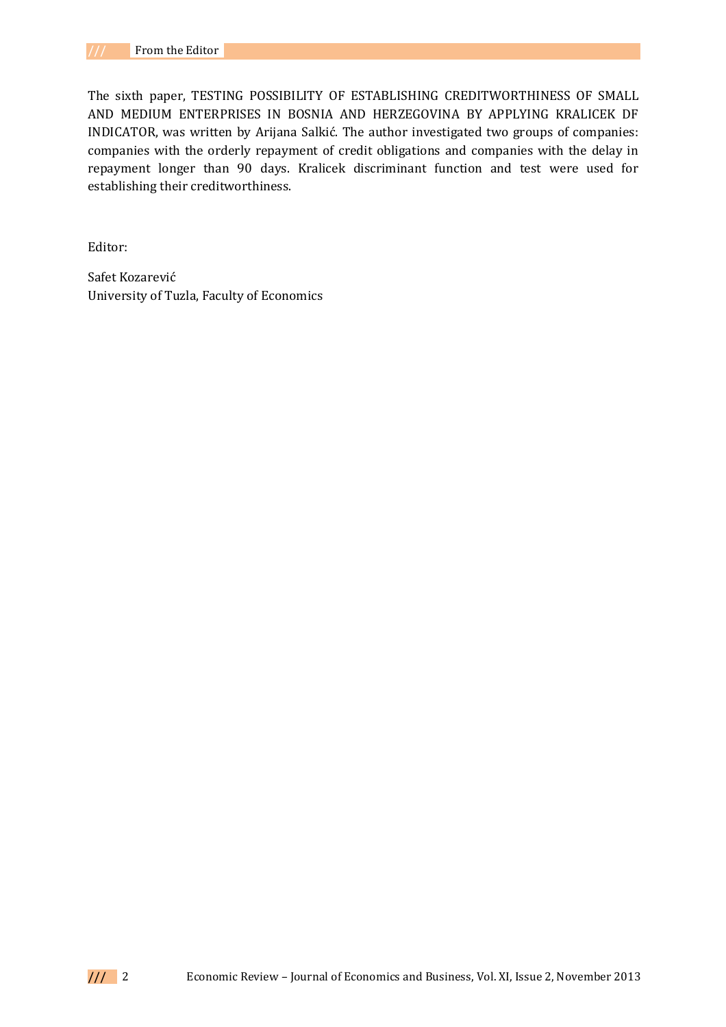The sixth paper, TESTING POSSIBILITY OF ESTABLISHING CREDITWORTHINESS OF SMALL AND MEDIUM ENTERPRISES IN BOSNIA AND HERZEGOVINA BY APPLYING KRALICEK DF INDICATOR, was written by Arijana Salkić. The author investigated two groups of companies: companies with the orderly repayment of credit obligations and companies with the delay in repayment longer than 90 days. Kralicek discriminant function and test were used for establishing their creditworthiness.

Editor:

Safet Kozarević
University of Tuzla, Faculty of Economics